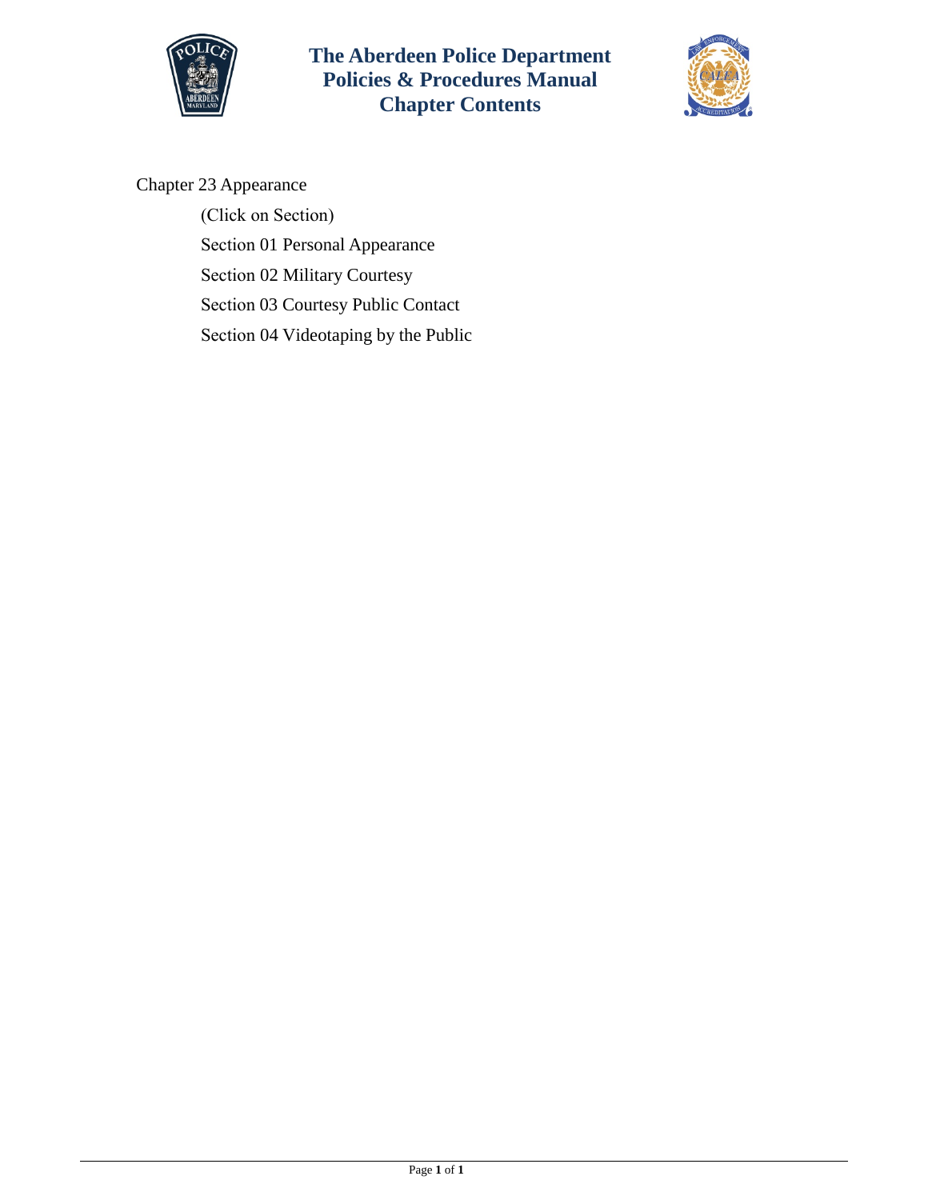# The Aberdeen Police Department
# Policies & Procedures Manual
# Chapter Contents

Chapter 23 Appearance

(Click on Section)

Section 01 Personal Appearance

Section 02 Military Courtesy

Section 03 Courtesy Public Contact

Section 04 Videotaping by the Public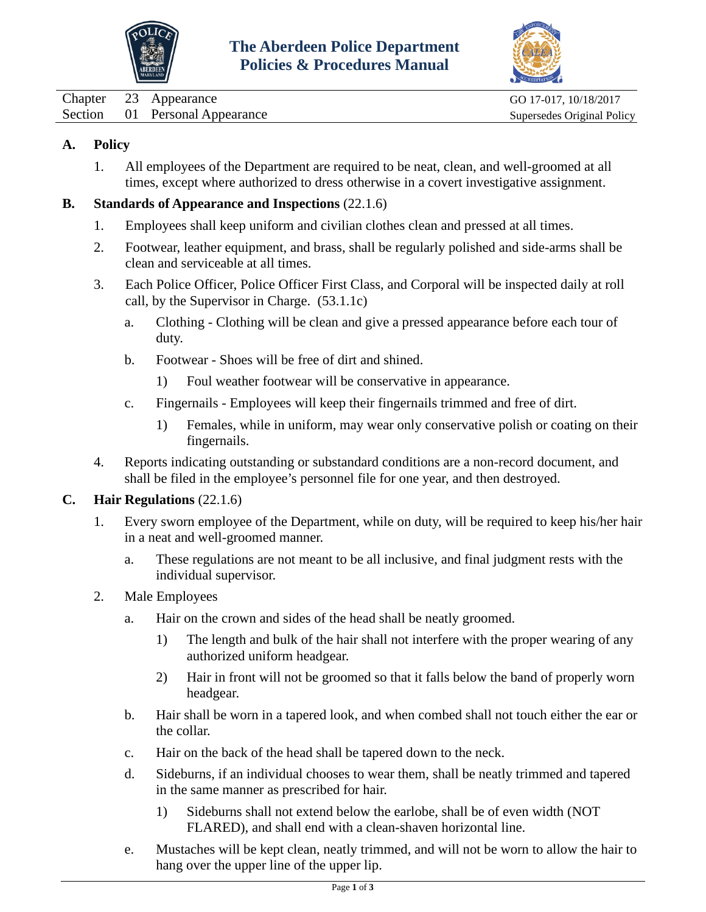# The Aberdeen Police Department Policies & Procedures Manual

| Chapter | 23 | Appearance | GO 17-017, 10/18/2017 |
|---|---|---|---|
| Section | 01 | Personal Appearance | Supersedes Original Policy |

## A. Policy

1. All employees of the Department are required to be neat, clean, and well-groomed at all times, except where authorized to dress otherwise in a covert investigative assignment.

## B. Standards of Appearance and Inspections (22.1.6)

1. Employees shall keep uniform and civilian clothes clean and pressed at all times.
2. Footwear, leather equipment, and brass, shall be regularly polished and side-arms shall be clean and serviceable at all times.
3. Each Police Officer, Police Officer First Class, and Corporal will be inspected daily at roll call, by the Supervisor in Charge. (53.1.1c)
   a. Clothing - Clothing will be clean and give a pressed appearance before each tour of duty.
   b. Footwear - Shoes will be free of dirt and shined.
      1) Foul weather footwear will be conservative in appearance.
   c. Fingernails - Employees will keep their fingernails trimmed and free of dirt.
      1) Females, while in uniform, may wear only conservative polish or coating on their fingernails.
4. Reports indicating outstanding or substandard conditions are a non-record document, and shall be filed in the employee's personnel file for one year, and then destroyed.

## C. Hair Regulations (22.1.6)

1. Every sworn employee of the Department, while on duty, will be required to keep his/her hair in a neat and well-groomed manner.
   a. These regulations are not meant to be all inclusive, and final judgment rests with the individual supervisor.
2. Male Employees
   a. Hair on the crown and sides of the head shall be neatly groomed.
      1) The length and bulk of the hair shall not interfere with the proper wearing of any authorized uniform headgear.
      2) Hair in front will not be groomed so that it falls below the band of properly worn headgear.
   b. Hair shall be worn in a tapered look, and when combed shall not touch either the ear or the collar.
   c. Hair on the back of the head shall be tapered down to the neck.
   d. Sideburns, if an individual chooses to wear them, shall be neatly trimmed and tapered in the same manner as prescribed for hair.
      1) Sideburns shall not extend below the earlobe, shall be of even width (NOT FLARED), and shall end with a clean-shaven horizontal line.
   e. Mustaches will be kept clean, neatly trimmed, and will not be worn to allow the hair to hang over the upper line of the upper lip.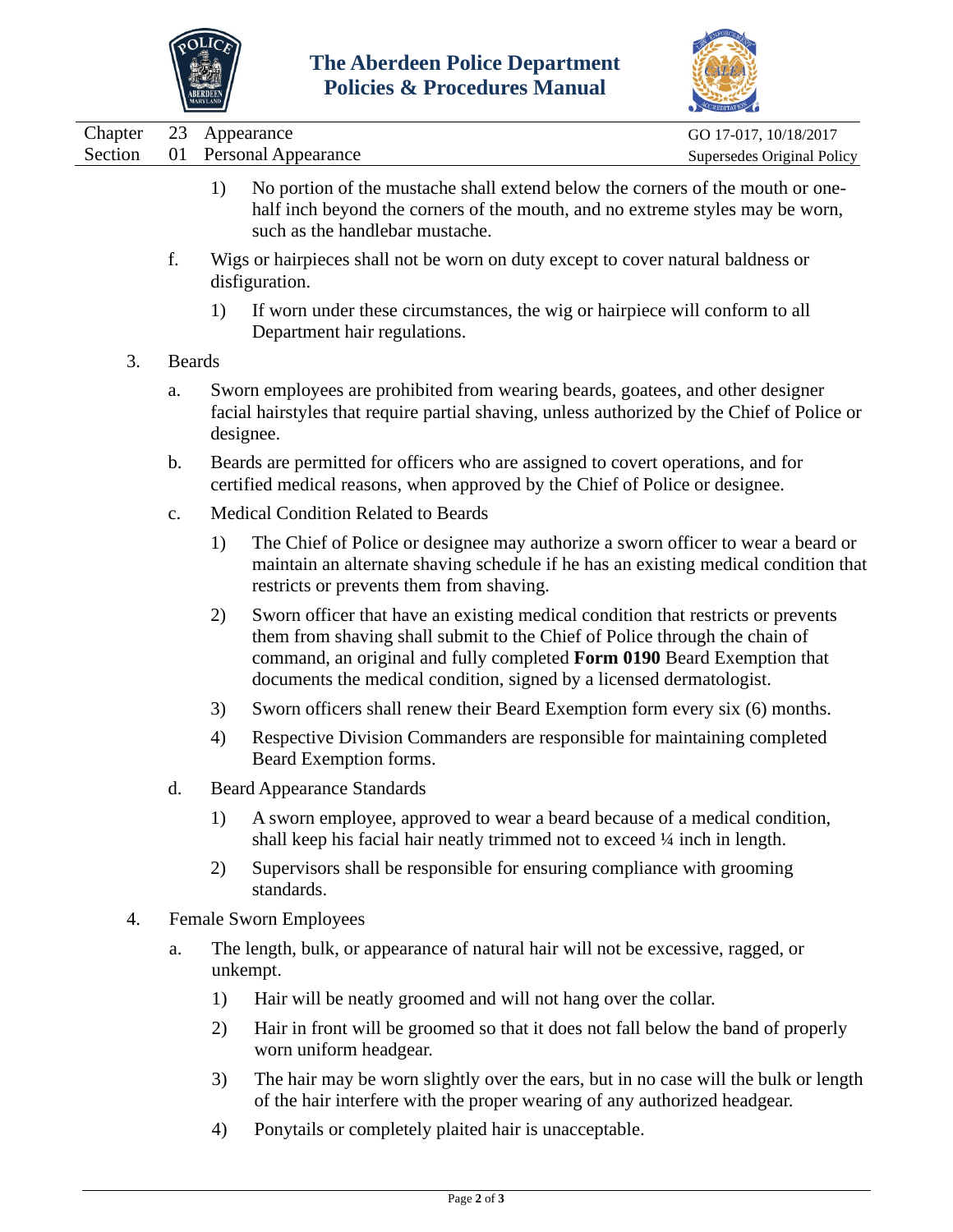1) No portion of the mustache shall extend below the corners of the mouth or one-half inch beyond the corners of the mouth, and no extreme styles may be worn, such as the handlebar mustache.

f. Wigs or hairpieces shall not be worn on duty except to cover natural baldness or disfiguration.

   1) If worn under these circumstances, the wig or hairpiece will conform to all Department hair regulations.

3. Beards

   a. Sworn employees are prohibited from wearing beards, goatees, and other designer facial hairstyles that require partial shaving, unless authorized by the Chief of Police or designee.

   b. Beards are permitted for officers who are assigned to covert operations, and for certified medical reasons, when approved by the Chief of Police or designee.

   c. Medical Condition Related to Beards

      1) The Chief of Police or designee may authorize a sworn officer to wear a beard or maintain an alternate shaving schedule if he has an existing medical condition that restricts or prevents them from shaving.

      2) Sworn officer that have an existing medical condition that restricts or prevents them from shaving shall submit to the Chief of Police through the chain of command, an original and fully completed **Form 0190** Beard Exemption that documents the medical condition, signed by a licensed dermatologist.

      3) Sworn officers shall renew their Beard Exemption form every six (6) months.

      4) Respective Division Commanders are responsible for maintaining completed Beard Exemption forms.

   d. Beard Appearance Standards

      1) A sworn employee, approved to wear a beard because of a medical condition, shall keep his facial hair neatly trimmed not to exceed ¼ inch in length.

      2) Supervisors shall be responsible for ensuring compliance with grooming standards.

4. Female Sworn Employees

   a. The length, bulk, or appearance of natural hair will not be excessive, ragged, or unkempt.

      1) Hair will be neatly groomed and will not hang over the collar.

      2) Hair in front will be groomed so that it does not fall below the band of properly worn uniform headgear.

      3) The hair may be worn slightly over the ears, but in no case will the bulk or length of the hair interfere with the proper wearing of any authorized headgear.

      4) Ponytails or completely plaited hair is unacceptable.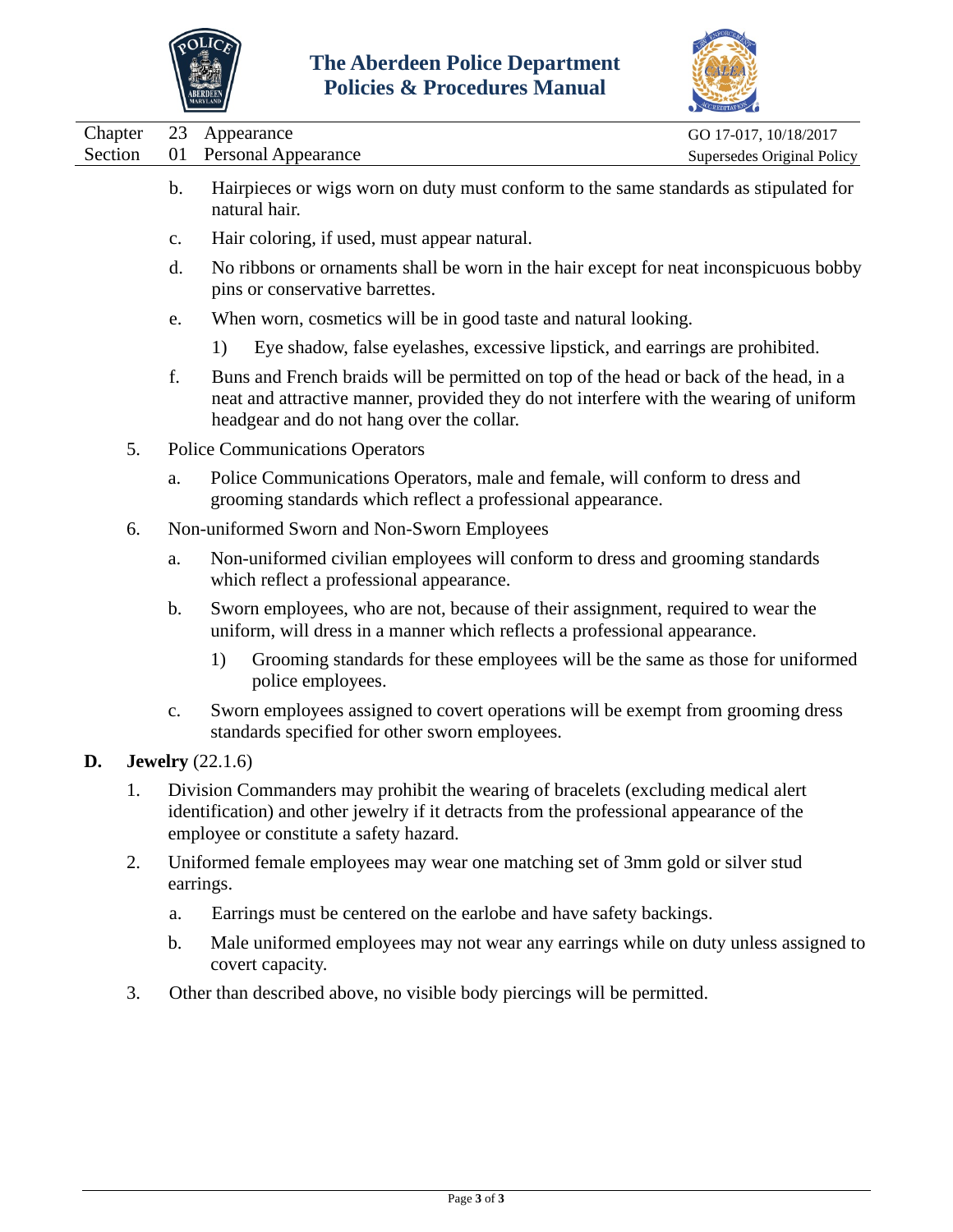b. Hairpieces or wigs worn on duty must conform to the same standards as stipulated for natural hair.

c. Hair coloring, if used, must appear natural.

d. No ribbons or ornaments shall be worn in the hair except for neat inconspicuous bobby pins or conservative barrettes.

e. When worn, cosmetics will be in good taste and natural looking.

   1) Eye shadow, false eyelashes, excessive lipstick, and earrings are prohibited.

f. Buns and French braids will be permitted on top of the head or back of the head, in a neat and attractive manner, provided they do not interfere with the wearing of uniform headgear and do not hang over the collar.

5. Police Communications Operators

   a. Police Communications Operators, male and female, will conform to dress and grooming standards which reflect a professional appearance.

6. Non-uniformed Sworn and Non-Sworn Employees

   a. Non-uniformed civilian employees will conform to dress and grooming standards which reflect a professional appearance.

   b. Sworn employees, who are not, because of their assignment, required to wear the uniform, will dress in a manner which reflects a professional appearance.

      1) Grooming standards for these employees will be the same as those for uniformed police employees.

   c. Sworn employees assigned to covert operations will be exempt from grooming dress standards specified for other sworn employees.

**D. Jewelry** (22.1.6)

1. Division Commanders may prohibit the wearing of bracelets (excluding medical alert identification) and other jewelry if it detracts from the professional appearance of the employee or constitute a safety hazard.

2. Uniformed female employees may wear one matching set of 3mm gold or silver stud earrings.

   a. Earrings must be centered on the earlobe and have safety backings.

   b. Male uniformed employees may not wear any earrings while on duty unless assigned to covert capacity.

3. Other than described above, no visible body piercings will be permitted.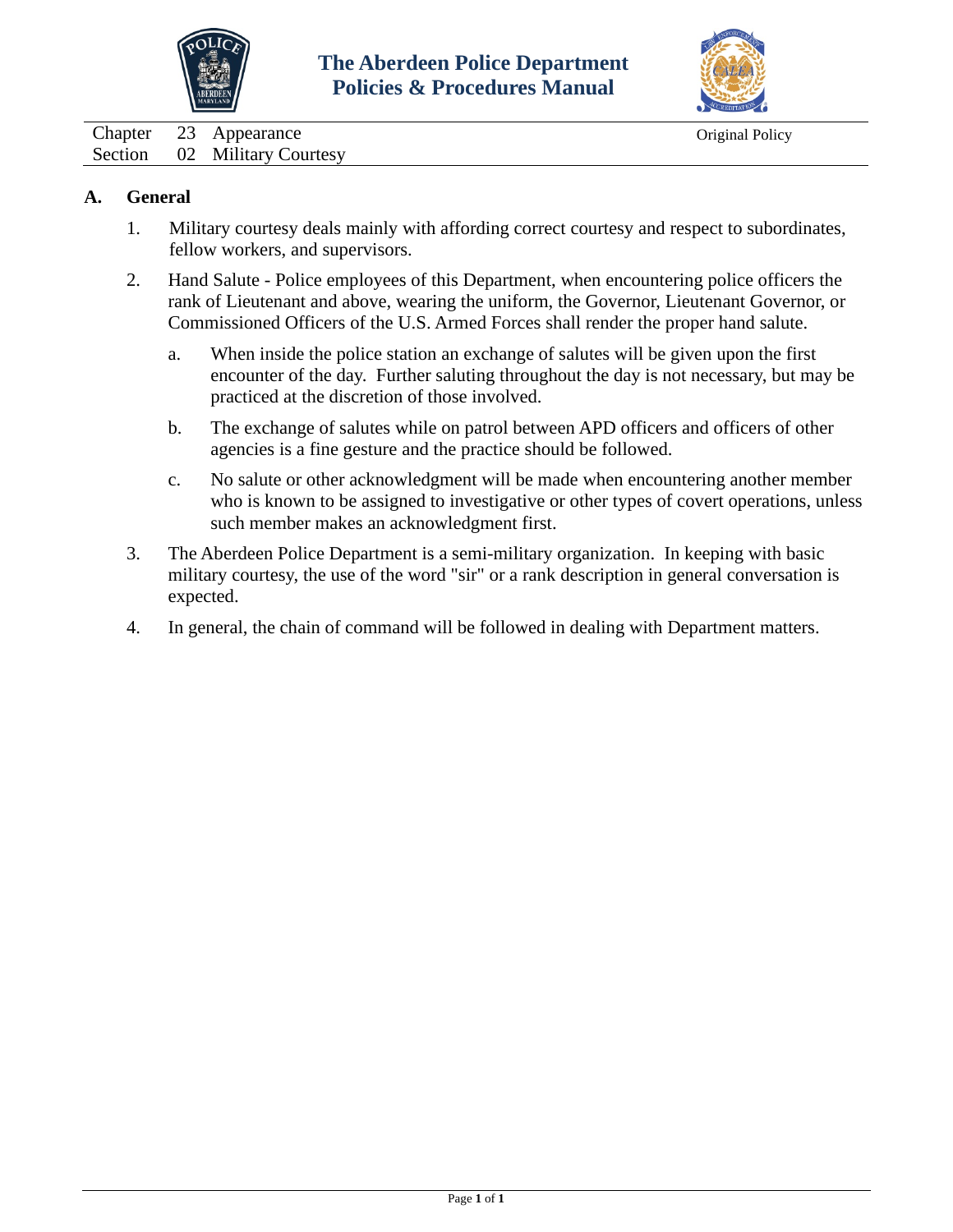# The Aberdeen Police Department Policies & Procedures Manual

| Chapter | 23 | Appearance | Original Policy |
|---|---|---|---|
| Section | 02 | Military Courtesy | |

## A. General

1. Military courtesy deals mainly with affording correct courtesy and respect to subordinates, fellow workers, and supervisors.

2. Hand Salute - Police employees of this Department, when encountering police officers the rank of Lieutenant and above, wearing the uniform, the Governor, Lieutenant Governor, or Commissioned Officers of the U.S. Armed Forces shall render the proper hand salute.

   a. When inside the police station an exchange of salutes will be given upon the first encounter of the day. Further saluting throughout the day is not necessary, but may be practiced at the discretion of those involved.

   b. The exchange of salutes while on patrol between APD officers and officers of other agencies is a fine gesture and the practice should be followed.

   c. No salute or other acknowledgment will be made when encountering another member who is known to be assigned to investigative or other types of covert operations, unless such member makes an acknowledgment first.

3. The Aberdeen Police Department is a semi-military organization. In keeping with basic military courtesy, the use of the word "sir" or a rank description in general conversation is expected.

4. In general, the chain of command will be followed in dealing with Department matters.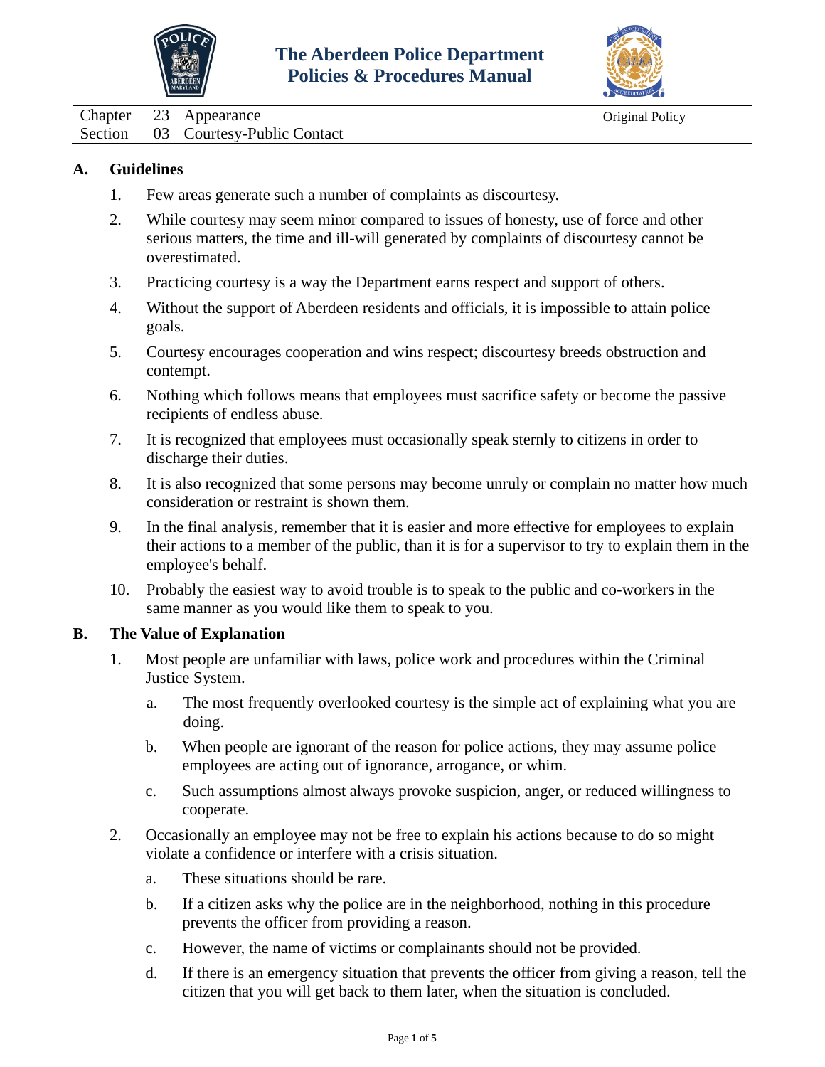Chapter 23 Appearance
Section 03 Courtesy-Public Contact

Original Policy

## A. Guidelines

1. Few areas generate such a number of complaints as discourtesy.
2. While courtesy may seem minor compared to issues of honesty, use of force and other serious matters, the time and ill-will generated by complaints of discourtesy cannot be overestimated.
3. Practicing courtesy is a way the Department earns respect and support of others.
4. Without the support of Aberdeen residents and officials, it is impossible to attain police goals.
5. Courtesy encourages cooperation and wins respect; discourtesy breeds obstruction and contempt.
6. Nothing which follows means that employees must sacrifice safety or become the passive recipients of endless abuse.
7. It is recognized that employees must occasionally speak sternly to citizens in order to discharge their duties.
8. It is also recognized that some persons may become unruly or complain no matter how much consideration or restraint is shown them.
9. In the final analysis, remember that it is easier and more effective for employees to explain their actions to a member of the public, than it is for a supervisor to try to explain them in the employee's behalf.
10. Probably the easiest way to avoid trouble is to speak to the public and co-workers in the same manner as you would like them to speak to you.

## B. The Value of Explanation

1. Most people are unfamiliar with laws, police work and procedures within the Criminal Justice System.
   a. The most frequently overlooked courtesy is the simple act of explaining what you are doing.
   b. When people are ignorant of the reason for police actions, they may assume police employees are acting out of ignorance, arrogance, or whim.
   c. Such assumptions almost always provoke suspicion, anger, or reduced willingness to cooperate.
2. Occasionally an employee may not be free to explain his actions because to do so might violate a confidence or interfere with a crisis situation.
   a. These situations should be rare.
   b. If a citizen asks why the police are in the neighborhood, nothing in this procedure prevents the officer from providing a reason.
   c. However, the name of victims or complainants should not be provided.
   d. If there is an emergency situation that prevents the officer from giving a reason, tell the citizen that you will get back to them later, when the situation is concluded.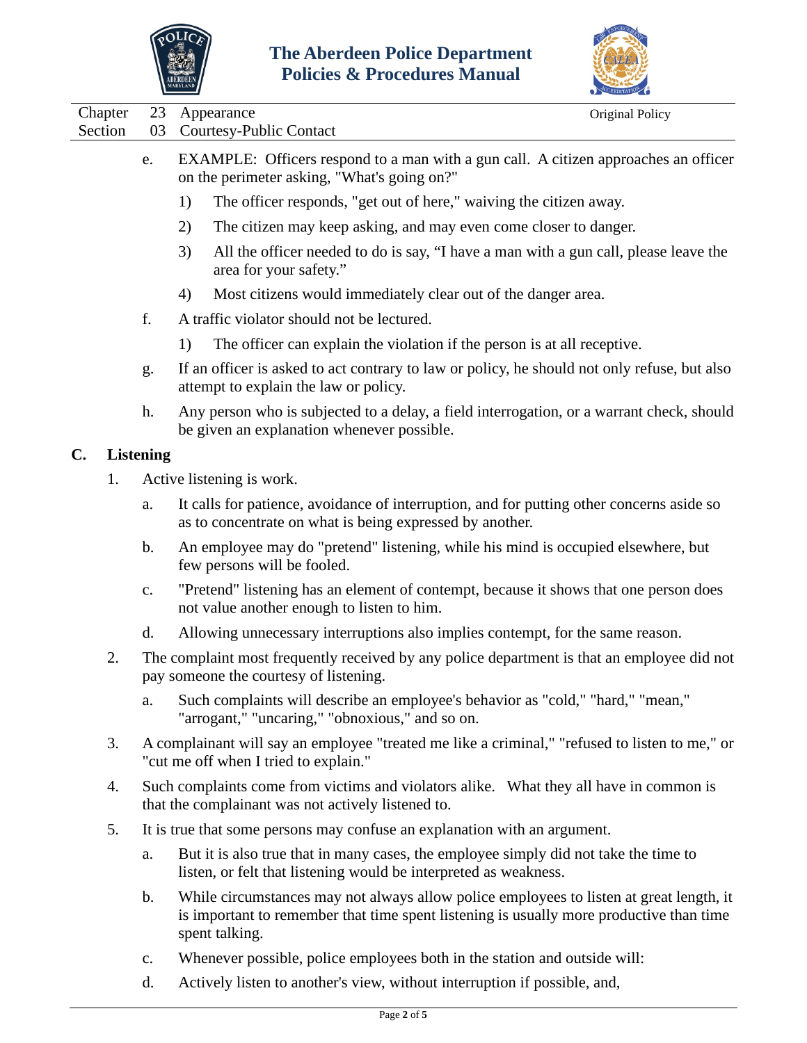e. EXAMPLE: Officers respond to a man with a gun call. A citizen approaches an officer on the perimeter asking, "What's going on?"

   1) The officer responds, "get out of here," waiving the citizen away.

   2) The citizen may keep asking, and may even come closer to danger.

   3) All the officer needed to do is say, "I have a man with a gun call, please leave the area for your safety."

   4) Most citizens would immediately clear out of the danger area.

f. A traffic violator should not be lectured.

   1) The officer can explain the violation if the person is at all receptive.

g. If an officer is asked to act contrary to law or policy, he should not only refuse, but also attempt to explain the law or policy.

h. Any person who is subjected to a delay, a field interrogation, or a warrant check, should be given an explanation whenever possible.

## C. Listening

1. Active listening is work.

   a. It calls for patience, avoidance of interruption, and for putting other concerns aside so as to concentrate on what is being expressed by another.

   b. An employee may do "pretend" listening, while his mind is occupied elsewhere, but few persons will be fooled.

   c. "Pretend" listening has an element of contempt, because it shows that one person does not value another enough to listen to him.

   d. Allowing unnecessary interruptions also implies contempt, for the same reason.

2. The complaint most frequently received by any police department is that an employee did not pay someone the courtesy of listening.

   a. Such complaints will describe an employee's behavior as "cold," "hard," "mean," "arrogant," "uncaring," "obnoxious," and so on.

3. A complainant will say an employee "treated me like a criminal," "refused to listen to me," or "cut me off when I tried to explain."

4. Such complaints come from victims and violators alike. What they all have in common is that the complainant was not actively listened to.

5. It is true that some persons may confuse an explanation with an argument.

   a. But it is also true that in many cases, the employee simply did not take the time to listen, or felt that listening would be interpreted as weakness.

   b. While circumstances may not always allow police employees to listen at great length, it is important to remember that time spent listening is usually more productive than time spent talking.

   c. Whenever possible, police employees both in the station and outside will:

   d. Actively listen to another's view, without interruption if possible, and,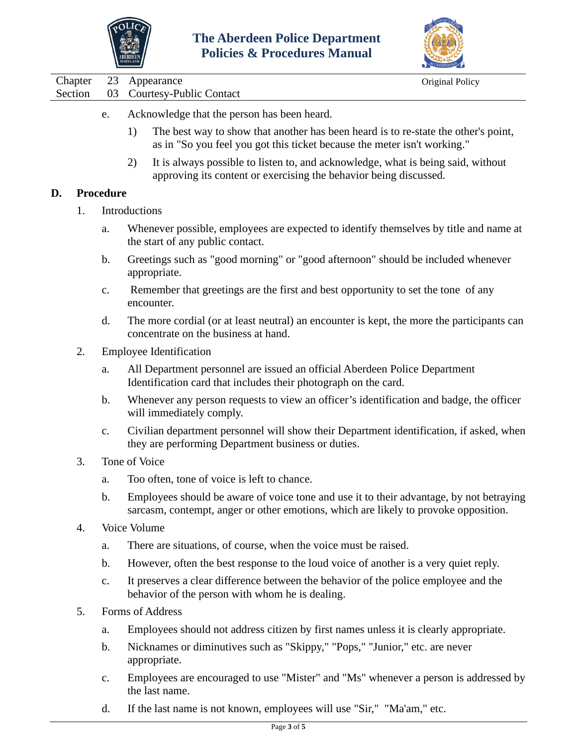e. Acknowledge that the person has been heard.

   1) The best way to show that another has been heard is to re-state the other's point, as in "So you feel you got this ticket because the meter isn't working."

   2) It is always possible to listen to, and acknowledge, what is being said, without approving its content or exercising the behavior being discussed.

## D. Procedure

1. Introductions

   a. Whenever possible, employees are expected to identify themselves by title and name at the start of any public contact.

   b. Greetings such as "good morning" or "good afternoon" should be included whenever appropriate.

   c. Remember that greetings are the first and best opportunity to set the tone of any encounter.

   d. The more cordial (or at least neutral) an encounter is kept, the more the participants can concentrate on the business at hand.

2. Employee Identification

   a. All Department personnel are issued an official Aberdeen Police Department Identification card that includes their photograph on the card.

   b. Whenever any person requests to view an officer's identification and badge, the officer will immediately comply.

   c. Civilian department personnel will show their Department identification, if asked, when they are performing Department business or duties.

3. Tone of Voice

   a. Too often, tone of voice is left to chance.

   b. Employees should be aware of voice tone and use it to their advantage, by not betraying sarcasm, contempt, anger or other emotions, which are likely to provoke opposition.

4. Voice Volume

   a. There are situations, of course, when the voice must be raised.

   b. However, often the best response to the loud voice of another is a very quiet reply.

   c. It preserves a clear difference between the behavior of the police employee and the behavior of the person with whom he is dealing.

5. Forms of Address

   a. Employees should not address citizen by first names unless it is clearly appropriate.

   b. Nicknames or diminutives such as "Skippy," "Pops," "Junior," etc. are never appropriate.

   c. Employees are encouraged to use "Mister" and "Ms" whenever a person is addressed by the last name.

   d. If the last name is not known, employees will use "Sir," "Ma'am," etc.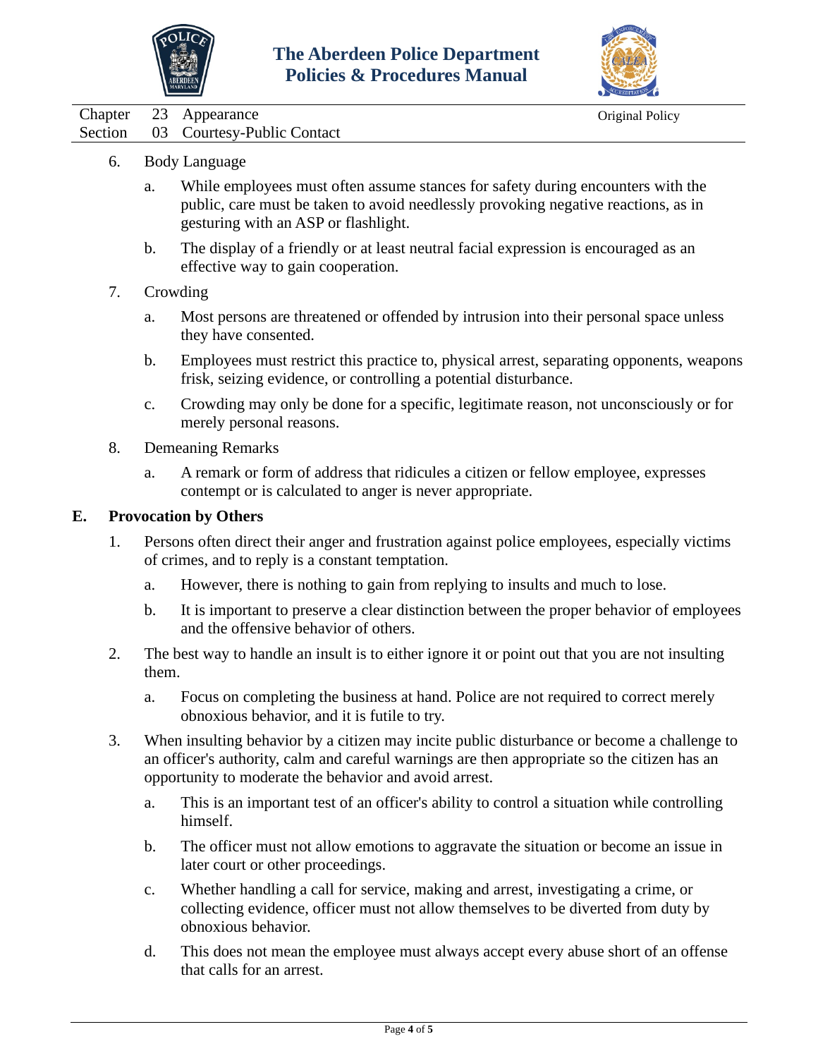6. Body Language

   a. While employees must often assume stances for safety during encounters with the public, care must be taken to avoid needlessly provoking negative reactions, as in gesturing with an ASP or flashlight.

   b. The display of a friendly or at least neutral facial expression is encouraged as an effective way to gain cooperation.

7. Crowding

   a. Most persons are threatened or offended by intrusion into their personal space unless they have consented.

   b. Employees must restrict this practice to, physical arrest, separating opponents, weapons frisk, seizing evidence, or controlling a potential disturbance.

   c. Crowding may only be done for a specific, legitimate reason, not unconsciously or for merely personal reasons.

8. Demeaning Remarks

   a. A remark or form of address that ridicules a citizen or fellow employee, expresses contempt or is calculated to anger is never appropriate.

**E. Provocation by Others**

1. Persons often direct their anger and frustration against police employees, especially victims of crimes, and to reply is a constant temptation.

   a. However, there is nothing to gain from replying to insults and much to lose.

   b. It is important to preserve a clear distinction between the proper behavior of employees and the offensive behavior of others.

2. The best way to handle an insult is to either ignore it or point out that you are not insulting them.

   a. Focus on completing the business at hand. Police are not required to correct merely obnoxious behavior, and it is futile to try.

3. When insulting behavior by a citizen may incite public disturbance or become a challenge to an officer's authority, calm and careful warnings are then appropriate so the citizen has an opportunity to moderate the behavior and avoid arrest.

   a. This is an important test of an officer's ability to control a situation while controlling himself.

   b. The officer must not allow emotions to aggravate the situation or become an issue in later court or other proceedings.

   c. Whether handling a call for service, making and arrest, investigating a crime, or collecting evidence, officer must not allow themselves to be diverted from duty by obnoxious behavior.

   d. This does not mean the employee must always accept every abuse short of an offense that calls for an arrest.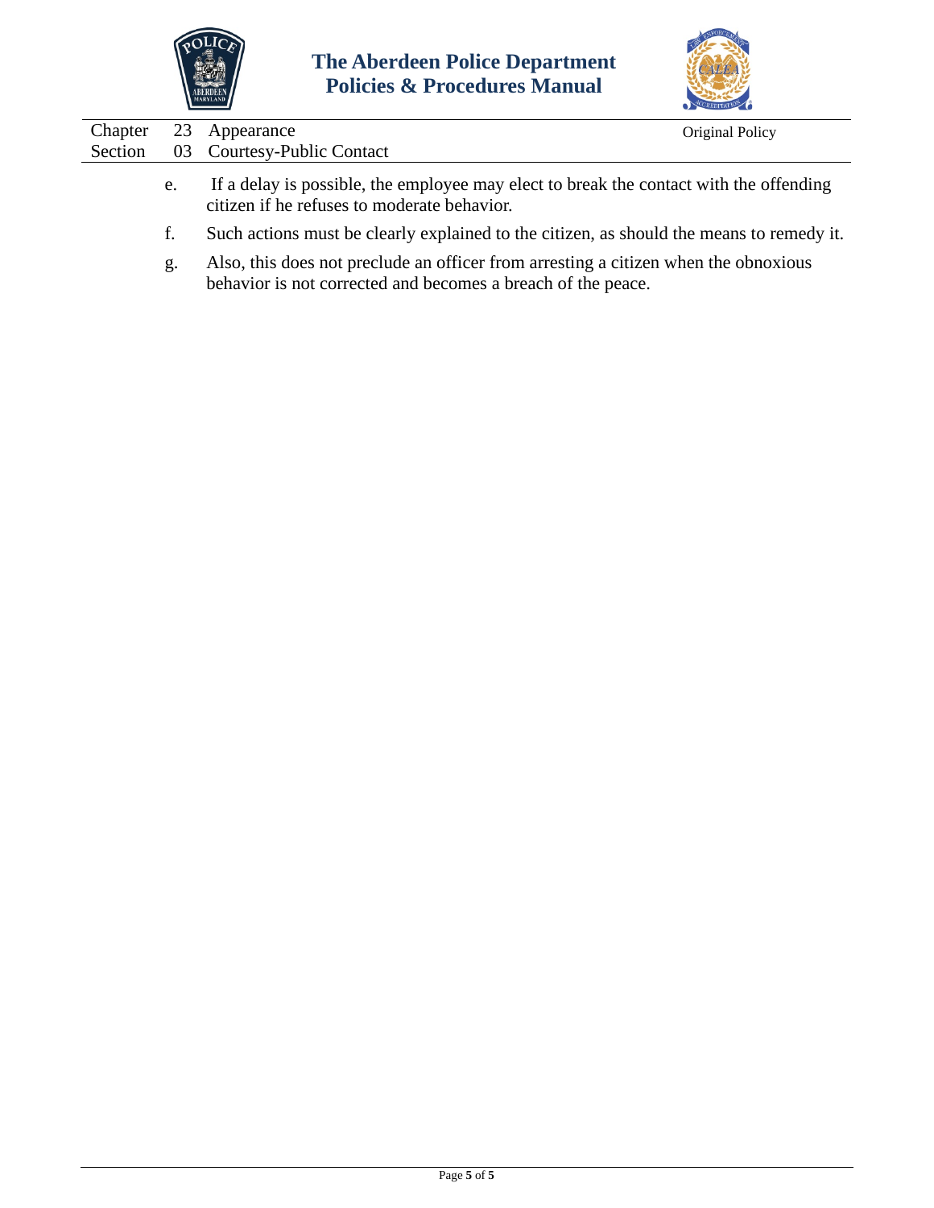e. If a delay is possible, the employee may elect to break the contact with the offending citizen if he refuses to moderate behavior.

f. Such actions must be clearly explained to the citizen, as should the means to remedy it.

g. Also, this does not preclude an officer from arresting a citizen when the obnoxious behavior is not corrected and becomes a breach of the peace.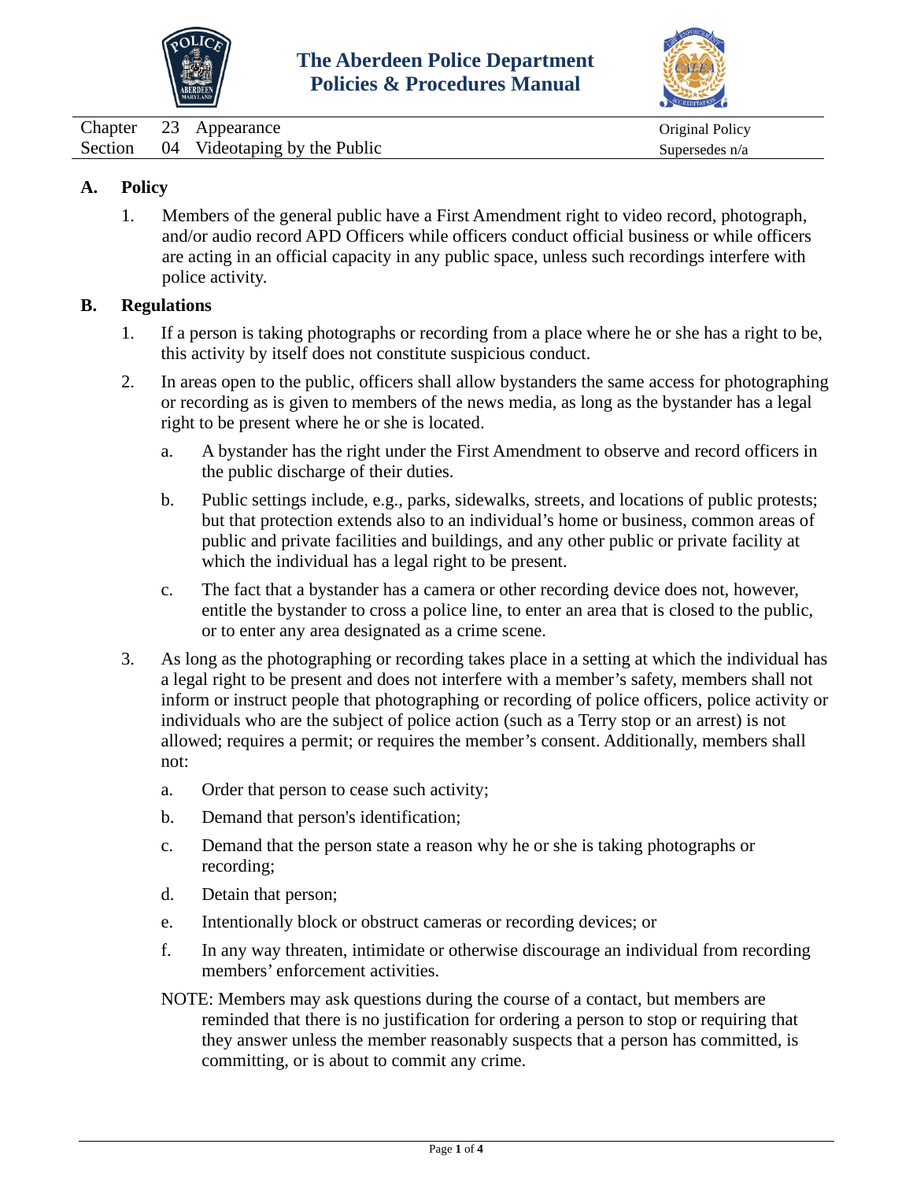# The Aberdeen Police Department Policies & Procedures Manual

| Chapter | 23 | Appearance | Original Policy |
|---|---|---|---|
| Section | 04 | Videotaping by the Public | Supersedes n/a |

## A. Policy

1. Members of the general public have a First Amendment right to video record, photograph, and/or audio record APD Officers while officers conduct official business or while officers are acting in an official capacity in any public space, unless such recordings interfere with police activity.

## B. Regulations

1. If a person is taking photographs or recording from a place where he or she has a right to be, this activity by itself does not constitute suspicious conduct.

2. In areas open to the public, officers shall allow bystanders the same access for photographing or recording as is given to members of the news media, as long as the bystander has a legal right to be present where he or she is located.

   a. A bystander has the right under the First Amendment to observe and record officers in the public discharge of their duties.

   b. Public settings include, e.g., parks, sidewalks, streets, and locations of public protests; but that protection extends also to an individual's home or business, common areas of public and private facilities and buildings, and any other public or private facility at which the individual has a legal right to be present.

   c. The fact that a bystander has a camera or other recording device does not, however, entitle the bystander to cross a police line, to enter an area that is closed to the public, or to enter any area designated as a crime scene.

3. As long as the photographing or recording takes place in a setting at which the individual has a legal right to be present and does not interfere with a member's safety, members shall not inform or instruct people that photographing or recording of police officers, police activity or individuals who are the subject of police action (such as a Terry stop or an arrest) is not allowed; requires a permit; or requires the member's consent. Additionally, members shall not:

   a. Order that person to cease such activity;

   b. Demand that person's identification;

   c. Demand that the person state a reason why he or she is taking photographs or recording;

   d. Detain that person;

   e. Intentionally block or obstruct cameras or recording devices; or

   f. In any way threaten, intimidate or otherwise discourage an individual from recording members' enforcement activities.

   NOTE: Members may ask questions during the course of a contact, but members are reminded that there is no justification for ordering a person to stop or requiring that they answer unless the member reasonably suspects that a person has committed, is committing, or is about to commit any crime.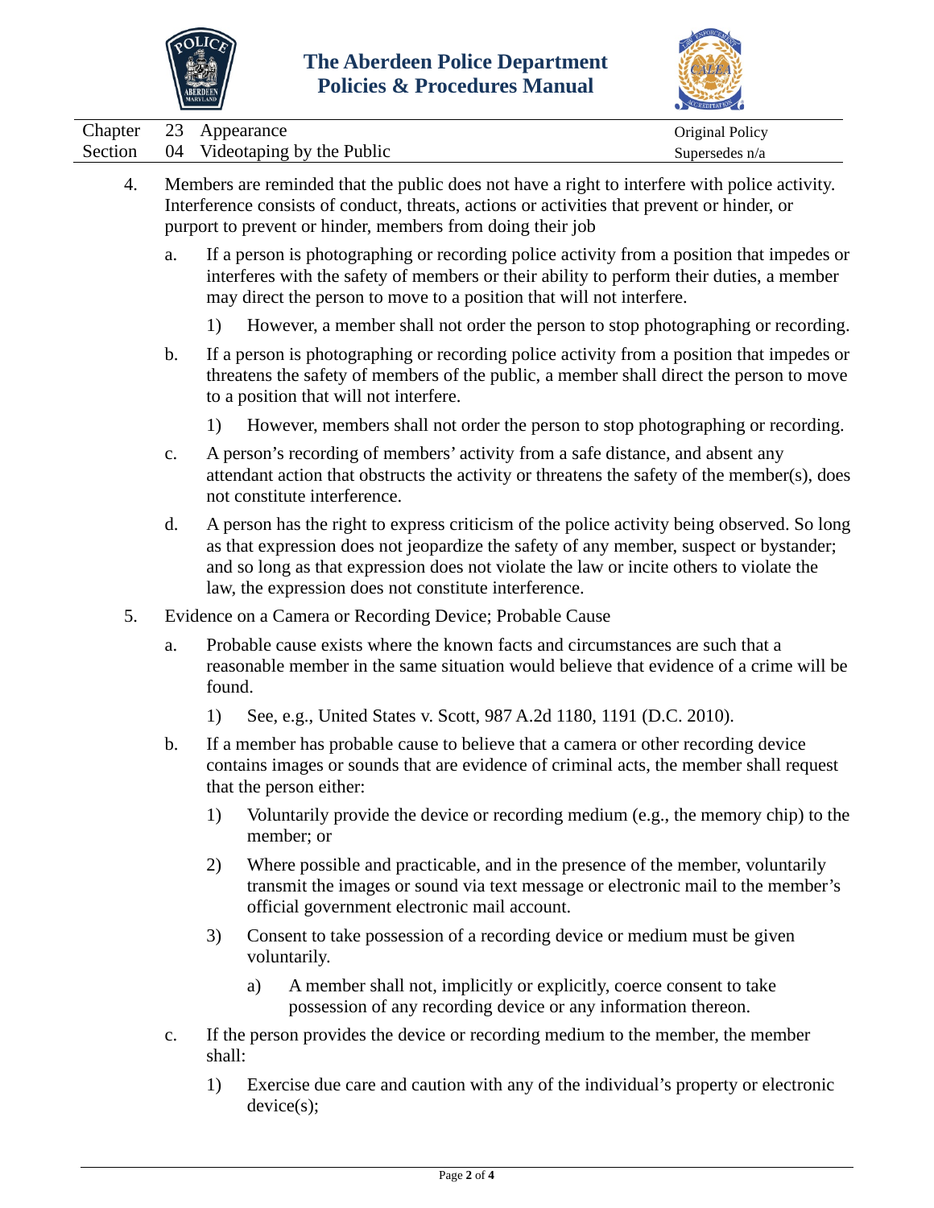4. Members are reminded that the public does not have a right to interfere with police activity. Interference consists of conduct, threats, actions or activities that prevent or hinder, or purport to prevent or hinder, members from doing their job

   a. If a person is photographing or recording police activity from a position that impedes or interferes with the safety of members or their ability to perform their duties, a member may direct the person to move to a position that will not interfere.

      1) However, a member shall not order the person to stop photographing or recording.

   b. If a person is photographing or recording police activity from a position that impedes or threatens the safety of members of the public, a member shall direct the person to move to a position that will not interfere.

      1) However, members shall not order the person to stop photographing or recording.

   c. A person's recording of members' activity from a safe distance, and absent any attendant action that obstructs the activity or threatens the safety of the member(s), does not constitute interference.

   d. A person has the right to express criticism of the police activity being observed. So long as that expression does not jeopardize the safety of any member, suspect or bystander; and so long as that expression does not violate the law or incite others to violate the law, the expression does not constitute interference.

5. Evidence on a Camera or Recording Device; Probable Cause

   a. Probable cause exists where the known facts and circumstances are such that a reasonable member in the same situation would believe that evidence of a crime will be found.

      1) See, e.g., United States v. Scott, 987 A.2d 1180, 1191 (D.C. 2010).

   b. If a member has probable cause to believe that a camera or other recording device contains images or sounds that are evidence of criminal acts, the member shall request that the person either:

      1) Voluntarily provide the device or recording medium (e.g., the memory chip) to the member; or

      2) Where possible and practicable, and in the presence of the member, voluntarily transmit the images or sound via text message or electronic mail to the member's official government electronic mail account.

      3) Consent to take possession of a recording device or medium must be given voluntarily.

         a) A member shall not, implicitly or explicitly, coerce consent to take possession of any recording device or any information thereon.

   c. If the person provides the device or recording medium to the member, the member shall:

      1) Exercise due care and caution with any of the individual's property or electronic device(s);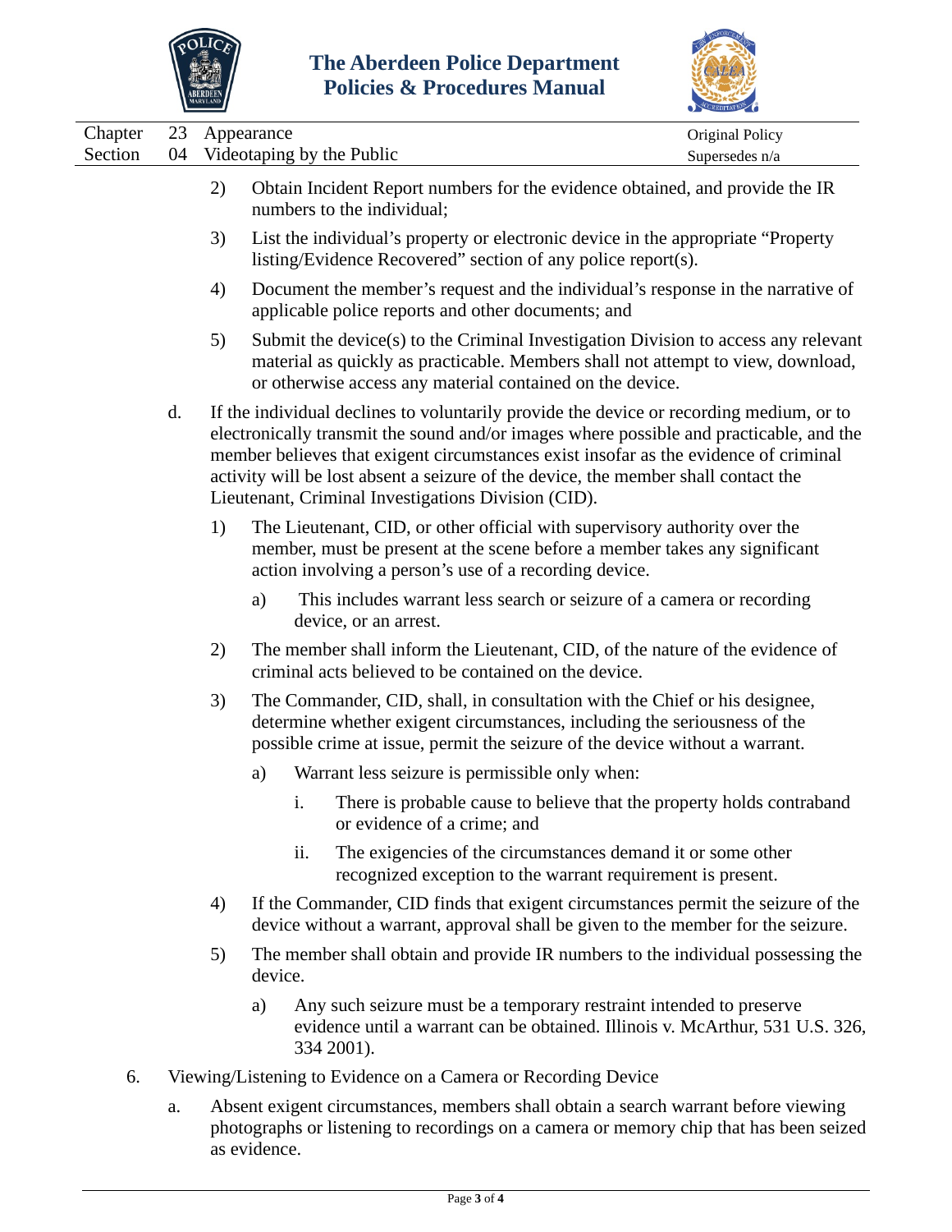2) Obtain Incident Report numbers for the evidence obtained, and provide the IR numbers to the individual;

3) List the individual's property or electronic device in the appropriate "Property listing/Evidence Recovered" section of any police report(s).

4) Document the member's request and the individual's response in the narrative of applicable police reports and other documents; and

5) Submit the device(s) to the Criminal Investigation Division to access any relevant material as quickly as practicable. Members shall not attempt to view, download, or otherwise access any material contained on the device.

d. If the individual declines to voluntarily provide the device or recording medium, or to electronically transmit the sound and/or images where possible and practicable, and the member believes that exigent circumstances exist insofar as the evidence of criminal activity will be lost absent a seizure of the device, the member shall contact the Lieutenant, Criminal Investigations Division (CID).

1) The Lieutenant, CID, or other official with supervisory authority over the member, must be present at the scene before a member takes any significant action involving a person's use of a recording device.

   a) This includes warrant less search or seizure of a camera or recording device, or an arrest.

2) The member shall inform the Lieutenant, CID, of the nature of the evidence of criminal acts believed to be contained on the device.

3) The Commander, CID, shall, in consultation with the Chief or his designee, determine whether exigent circumstances, including the seriousness of the possible crime at issue, permit the seizure of the device without a warrant.

   a) Warrant less seizure is permissible only when:

      i. There is probable cause to believe that the property holds contraband or evidence of a crime; and

      ii. The exigencies of the circumstances demand it or some other recognized exception to the warrant requirement is present.

4) If the Commander, CID finds that exigent circumstances permit the seizure of the device without a warrant, approval shall be given to the member for the seizure.

5) The member shall obtain and provide IR numbers to the individual possessing the device.

   a) Any such seizure must be a temporary restraint intended to preserve evidence until a warrant can be obtained. Illinois v. McArthur, 531 U.S. 326, 334 2001).

6. Viewing/Listening to Evidence on a Camera or Recording Device

a. Absent exigent circumstances, members shall obtain a search warrant before viewing photographs or listening to recordings on a camera or memory chip that has been seized as evidence.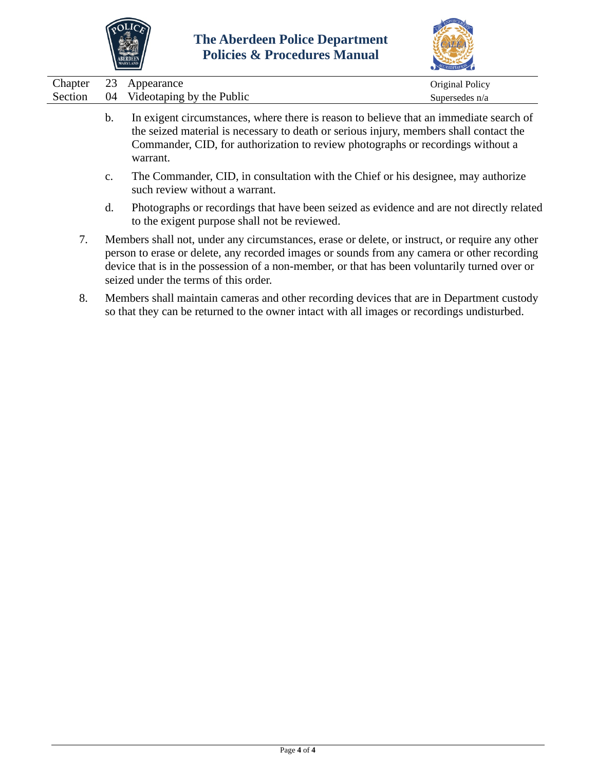b. In exigent circumstances, where there is reason to believe that an immediate search of the seized material is necessary to death or serious injury, members shall contact the Commander, CID, for authorization to review photographs or recordings without a warrant.

c. The Commander, CID, in consultation with the Chief or his designee, may authorize such review without a warrant.

d. Photographs or recordings that have been seized as evidence and are not directly related to the exigent purpose shall not be reviewed.

7. Members shall not, under any circumstances, erase or delete, or instruct, or require any other person to erase or delete, any recorded images or sounds from any camera or other recording device that is in the possession of a non-member, or that has been voluntarily turned over or seized under the terms of this order.

8. Members shall maintain cameras and other recording devices that are in Department custody so that they can be returned to the owner intact with all images or recordings undisturbed.